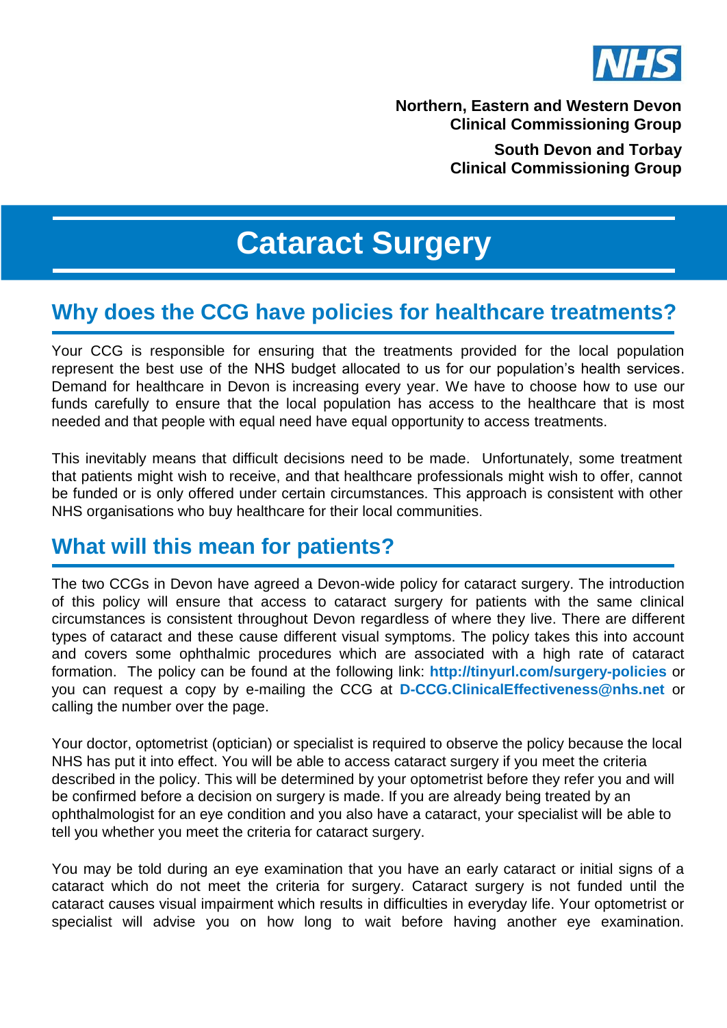NHS

**Northern, Eastern and Western Devon Clinical Commissioning Group**

**South Devon and Torbay Clinical Commissioning Group**

# Cataract Surgery

## Why does the CCG have policies for healthcare treatments?

Your CCG is responsible for ensuring that the treatments provided for the local population represent the best use of the NHS budget allocated to us for our population's health services. Demand for healthcare in Devon is increasing every year. We have to choose how to use our funds carefully to ensure that the local population has access to the healthcare that is most needed and that people with equal need have equal opportunity to access treatments.

This inevitably means that difficult decisions need to be made. Unfortunately, some treatment that patients might wish to receive, and that healthcare professionals might wish to offer, cannot be funded or is only offered under certain circumstances. This approach is consistent with other NHS organisations who buy healthcare for their local communities.

## What will this mean for patients?

The two CCGs in Devon have agreed a Devon-wide policy for cataract surgery. The introduction of this policy will ensure that access to cataract surgery for patients with the same clinical circumstances is consistent throughout Devon regardless of where they live. There are different types of cataract and these cause different visual symptoms. The policy takes this into account and covers some ophthalmic procedures which are associated with a high rate of cataract formation. The policy can be found at the following link: **http://tinyurl.com/surgery-policies** or you can request a copy by e-mailing the CCG at **D-CCG.ClinicalEffectiveness@nhs.net** or calling the number over the page.

Your doctor, optometrist (optician) or specialist is required to observe the policy because the local NHS has put it into effect. You will be able to access cataract surgery if you meet the criteria described in the policy. This will be determined by your optometrist before they refer you and will be confirmed before a decision on surgery is made. If you are already being treated by an ophthalmologist for an eye condition and you also have a cataract, your specialist will be able to tell you whether you meet the criteria for cataract surgery.

You may be told during an eye examination that you have an early cataract or initial signs of a cataract which do not meet the criteria for surgery. Cataract surgery is not funded until the cataract causes visual impairment which results in difficulties in everyday life. Your optometrist or specialist will advise you on how long to wait before having another eye examination.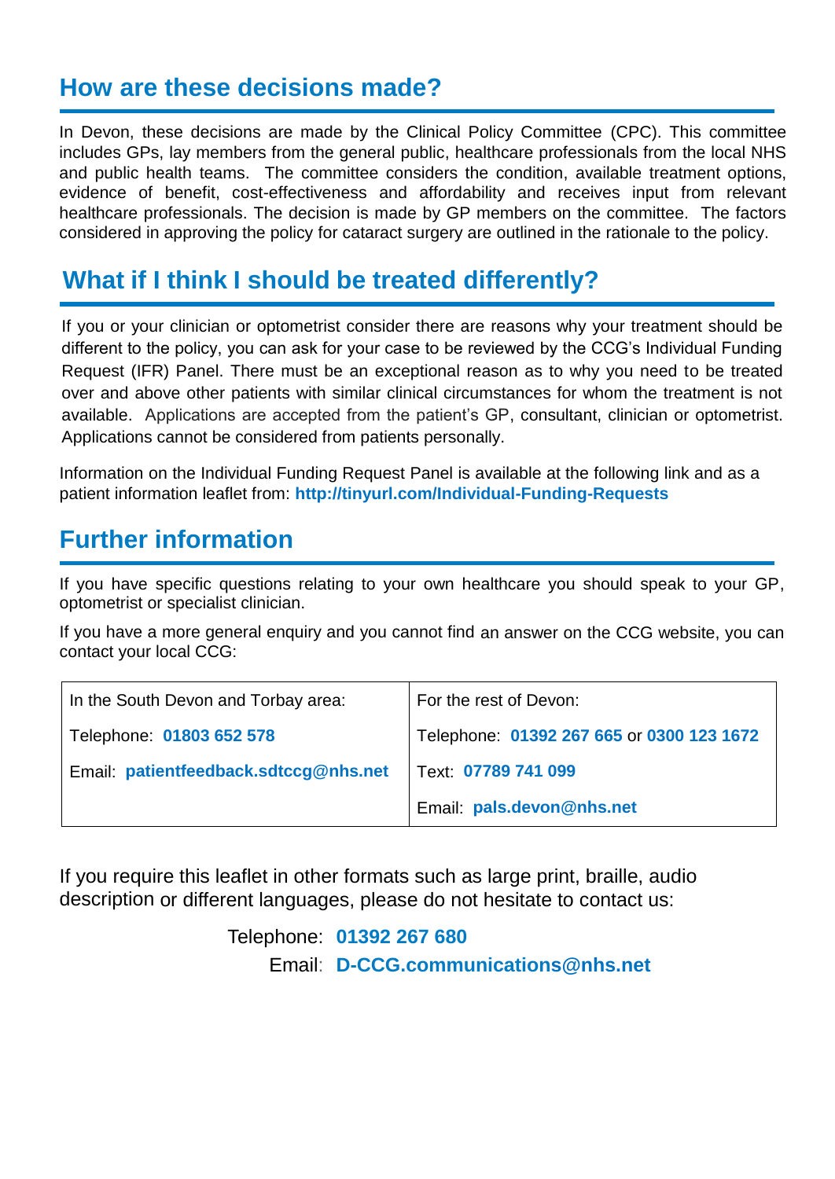## How are these decisions made?

In Devon, these decisions are made by the Clinical Policy Committee (CPC). This committee includes GPs, lay members from the general public, healthcare professionals from the local NHS and public health teams. The committee considers the condition, available treatment options, evidence of benefit, cost-effectiveness and affordability and receives input from relevant healthcare professionals. The decision is made by GP members on the committee. The factors considered in approving the policy for cataract surgery are outlined in the rationale to the policy.

## What if I think I should be treated differently?

If you or your clinician or optometrist consider there are reasons why your treatment should be different to the policy, you can ask for your case to be reviewed by the CCG's Individual Funding Request (IFR) Panel. There must be an exceptional reason as to why you need to be treated over and above other patients with similar clinical circumstances for whom the treatment is not available. Applications are accepted from the patient's GP, consultant, clinician or optometrist. Applications cannot be considered from patients personally.

Information on the Individual Funding Request Panel is available at the following link and as a patient information leaflet from: **http://tinyurl.com/Individual-Funding-Requests**

## Further information

If you have specific questions relating to your own healthcare you should speak to your GP, optometrist or specialist clinician.

If you have a more general enquiry and you cannot find an answer on the CCG website, you can contact your local CCG:

| | |
|---|---|
| In the South Devon and Torbay area: | For the rest of Devon: |
| Telephone: **01803 652 578** | Telephone: **01392 267 665** or **0300 123 1672** |
| Email: **patientfeedback.sdtccg@nhs.net** | Text: **07789 741 099** |
| | Email: **pals.devon@nhs.net** |

If you require this leaflet in other formats such as large print, braille, audio description or different languages, please do not hesitate to contact us:

Telephone: **01392 267 680**

Email: **D-CCG.communications@nhs.net**